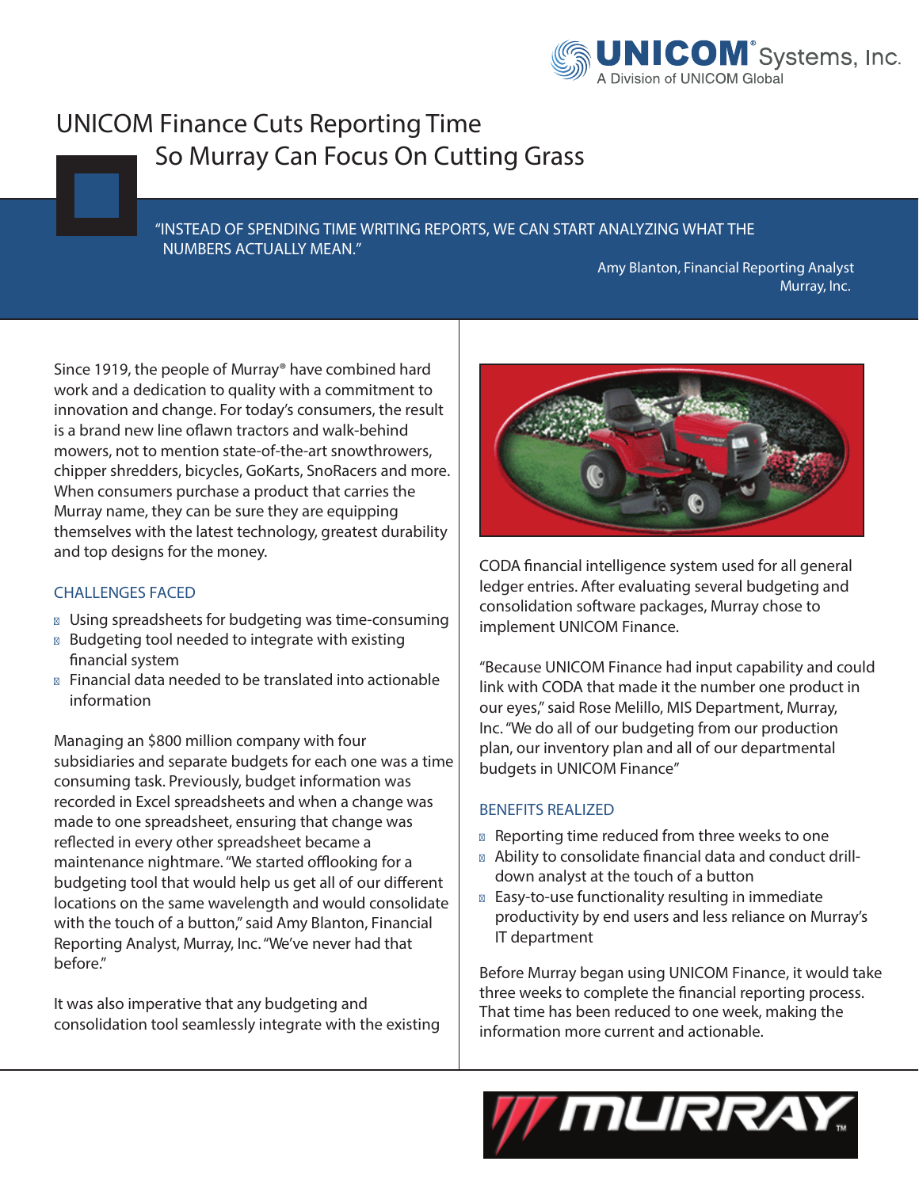# UNICOM Finance Cuts Reporting Time So Murray Can Focus On Cutting Grass

"INSTEAD OF SPENDING TIME WRITING REPORTS, WE CAN START ANALYZING WHAT THE NUMBERS ACTUALLY MEAN."

Amy Blanton, Financial Reporting Analyst
Murray, Inc.

Since 1919, the people of Murray® have combined hard work and a dedication to quality with a commitment to innovation and change. For today's consumers, the result is a brand new line oflawn tractors and walk-behind mowers, not to mention state-of-the-art snowthrowers, chipper shredders, bicycles, GoKarts, SnoRacers and more. When consumers purchase a product that carries the Murray name, they can be sure they are equipping themselves with the latest technology, greatest durability and top designs for the money.

## CHALLENGES FACED

- Using spreadsheets for budgeting was time-consuming
- Budgeting tool needed to integrate with existing financial system
- Financial data needed to be translated into actionable information

Managing an $800 million company with four subsidiaries and separate budgets for each one was a time consuming task. Previously, budget information was recorded in Excel spreadsheets and when a change was made to one spreadsheet, ensuring that change was reflected in every other spreadsheet became a maintenance nightmare. "We started offlooking for a budgeting tool that would help us get all of our different locations on the same wavelength and would consolidate with the touch of a button," said Amy Blanton, Financial Reporting Analyst, Murray, Inc. "We've never had that before."

It was also imperative that any budgeting and consolidation tool seamlessly integrate with the existing CODA financial intelligence system used for all general ledger entries. After evaluating several budgeting and consolidation software packages, Murray chose to implement UNICOM Finance.

"Because UNICOM Finance had input capability and could link with CODA that made it the number one product in our eyes," said Rose Melillo, MIS Department, Murray, Inc. "We do all of our budgeting from our production plan, our inventory plan and all of our departmental budgets in UNICOM Finance"

## BENEFITS REALIZED

- Reporting time reduced from three weeks to one
- Ability to consolidate financial data and conduct drill-down analyst at the touch of a button
- Easy-to-use functionality resulting in immediate productivity by end users and less reliance on Murray's IT department

Before Murray began using UNICOM Finance, it would take three weeks to complete the financial reporting process. That time has been reduced to one week, making the information more current and actionable.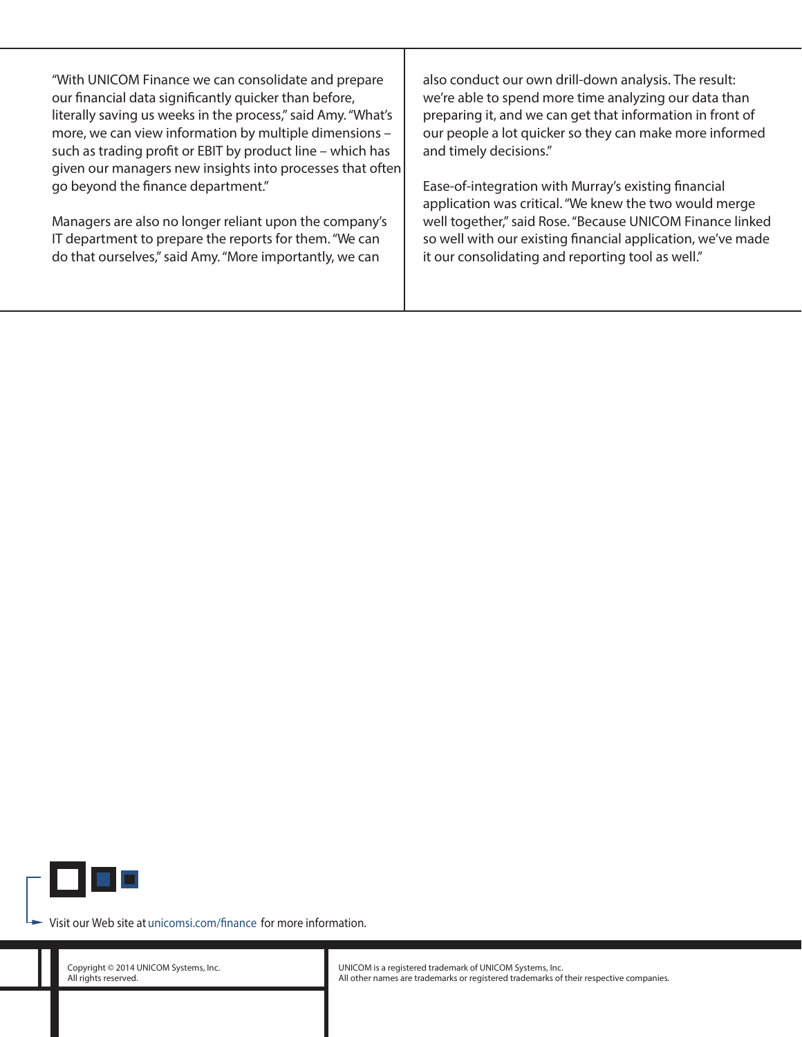"With UNICOM Finance we can consolidate and prepare our financial data significantly quicker than before, literally saving us weeks in the process," said Amy. "What's more, we can view information by multiple dimensions – such as trading profit or EBIT by product line – which has given our managers new insights into processes that often go beyond the finance department."

Managers are also no longer reliant upon the company's IT department to prepare the reports for them. "We can do that ourselves," said Amy. "More importantly, we can also conduct our own drill-down analysis. The result: we're able to spend more time analyzing our data than preparing it, and we can get that information in front of our people a lot quicker so they can make more informed and timely decisions."

Ease-of-integration with Murray's existing financial application was critical. "We knew the two would merge well together," said Rose. "Because UNICOM Finance linked so well with our existing financial application, we've made it our consolidating and reporting tool as well."

Visit our Web site at unicomsi.com/finance for more information.

Copyright © 2014 UNICOM Systems, Inc.
All rights reserved.

UNICOM is a registered trademark of UNICOM Systems, Inc.
All other names are trademarks or registered trademarks of their respective companies.